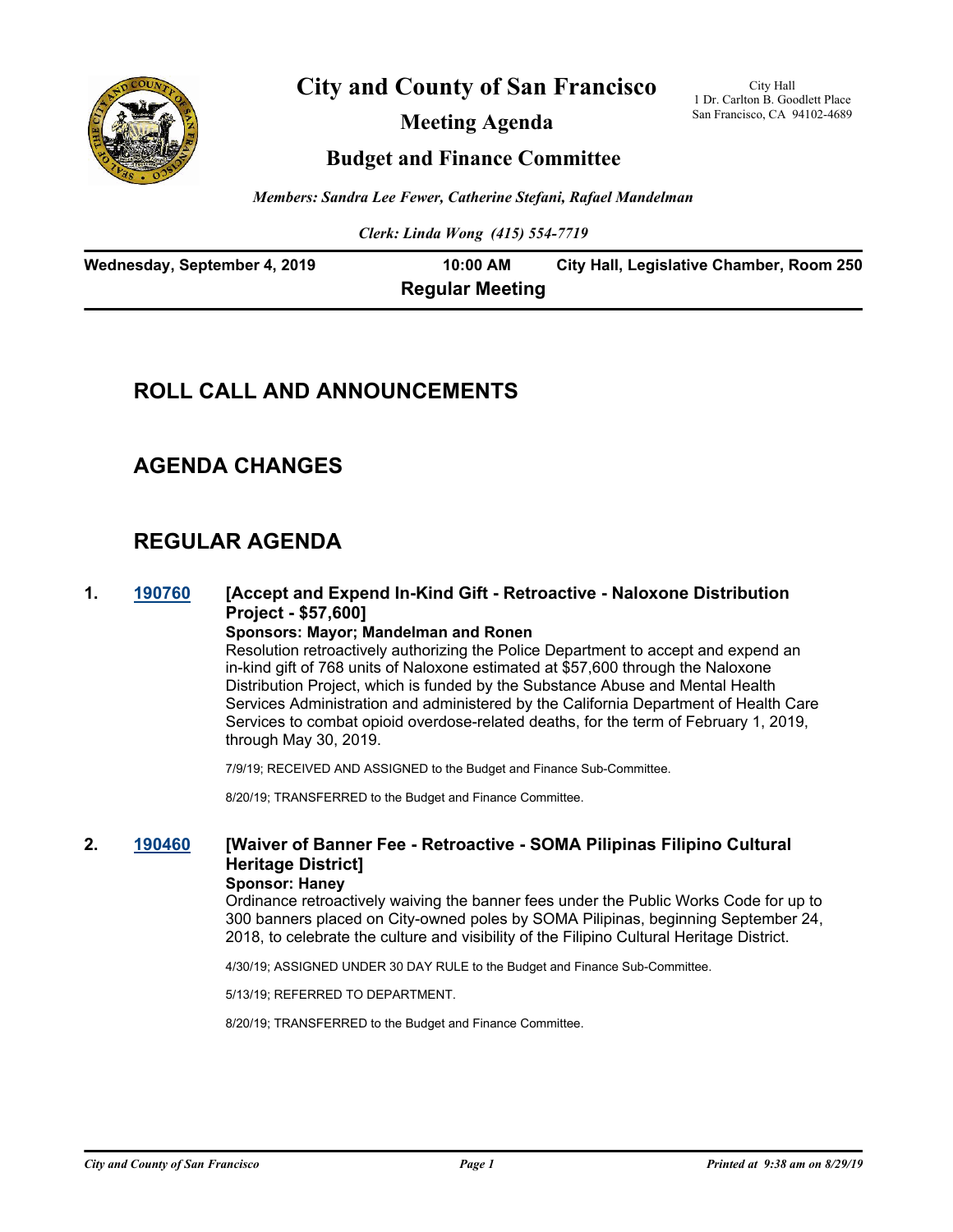# City and County of San Francisco

## Meeting Agenda

## Budget and Finance Committee

City Hall
1 Dr. Carlton B. Goodlett Place
San Francisco, CA 94102-4689

*Members: Sandra Lee Fewer, Catherine Stefani, Rafael Mandelman*

*Clerk: Linda Wong (415) 554-7719*

**Wednesday, September 4, 2019** **10:00 AM** **City Hall, Legislative Chamber, Room 250**

**Regular Meeting**

## ROLL CALL AND ANNOUNCEMENTS

## AGENDA CHANGES

## REGULAR AGENDA

**1. 190760 [Accept and Expend In-Kind Gift - Retroactive - Naloxone Distribution Project - $57,600]**

**Sponsors: Mayor; Mandelman and Ronen**

Resolution retroactively authorizing the Police Department to accept and expend an in-kind gift of 768 units of Naloxone estimated at $57,600 through the Naloxone Distribution Project, which is funded by the Substance Abuse and Mental Health Services Administration and administered by the California Department of Health Care Services to combat opioid overdose-related deaths, for the term of February 1, 2019, through May 30, 2019.

7/9/19; RECEIVED AND ASSIGNED to the Budget and Finance Sub-Committee.

8/20/19; TRANSFERRED to the Budget and Finance Committee.

**2. 190460 [Waiver of Banner Fee - Retroactive - SOMA Pilipinas Filipino Cultural Heritage District]**

**Sponsor: Haney**

Ordinance retroactively waiving the banner fees under the Public Works Code for up to 300 banners placed on City-owned poles by SOMA Pilipinas, beginning September 24, 2018, to celebrate the culture and visibility of the Filipino Cultural Heritage District.

4/30/19; ASSIGNED UNDER 30 DAY RULE to the Budget and Finance Sub-Committee.

5/13/19; REFERRED TO DEPARTMENT.

8/20/19; TRANSFERRED to the Budget and Finance Committee.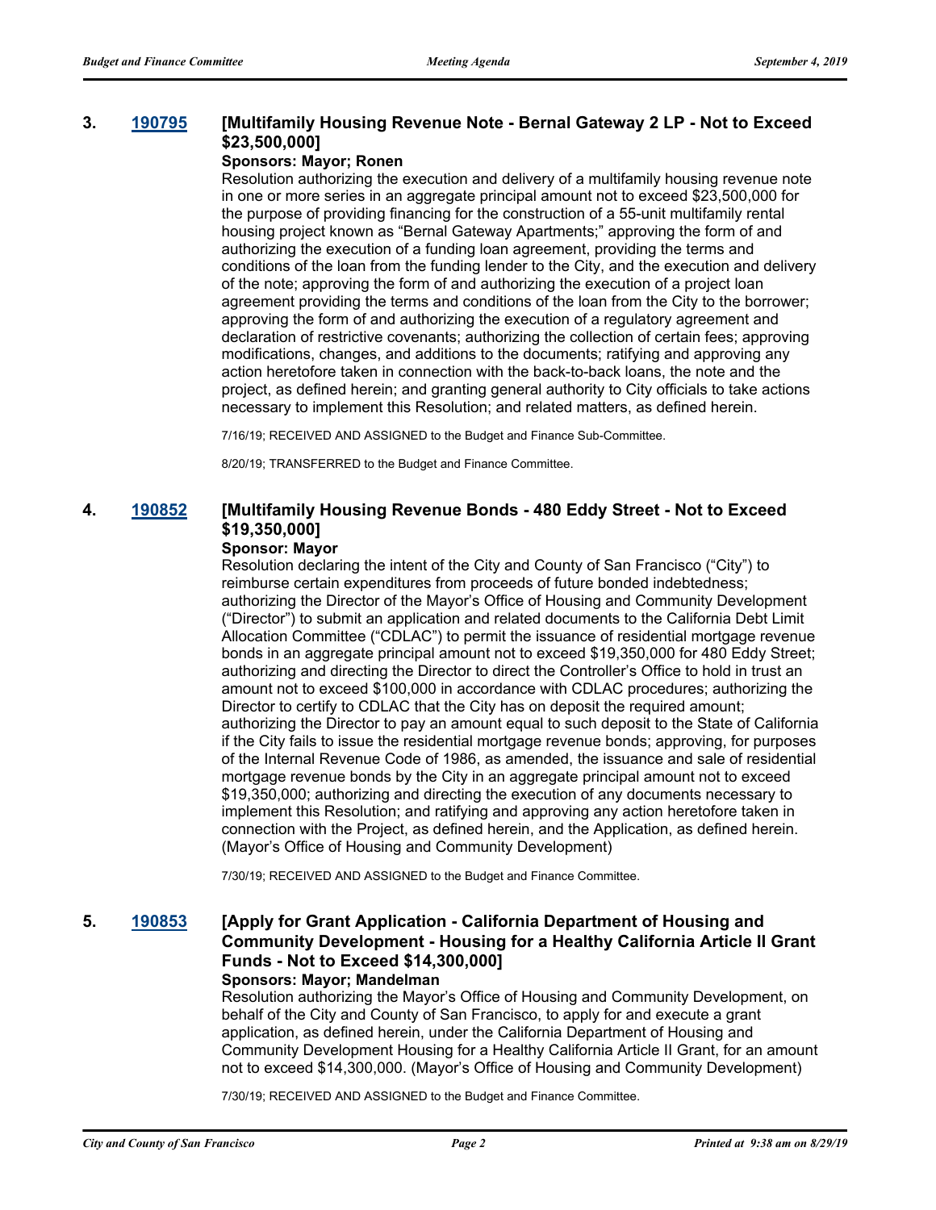**3. [190795](#) [Multifamily Housing Revenue Note - Bernal Gateway 2 LP - Not to Exceed $23,500,000]**

**Sponsors: Mayor; Ronen**

Resolution authorizing the execution and delivery of a multifamily housing revenue note in one or more series in an aggregate principal amount not to exceed $23,500,000 for the purpose of providing financing for the construction of a 55-unit multifamily rental housing project known as "Bernal Gateway Apartments;" approving the form of and authorizing the execution of a funding loan agreement, providing the terms and conditions of the loan from the funding lender to the City, and the execution and delivery of the note; approving the form of and authorizing the execution of a project loan agreement providing the terms and conditions of the loan from the City to the borrower; approving the form of and authorizing the execution of a regulatory agreement and declaration of restrictive covenants; authorizing the collection of certain fees; approving modifications, changes, and additions to the documents; ratifying and approving any action heretofore taken in connection with the back-to-back loans, the note and the project, as defined herein; and granting general authority to City officials to take actions necessary to implement this Resolution; and related matters, as defined herein.

7/16/19; RECEIVED AND ASSIGNED to the Budget and Finance Sub-Committee.

8/20/19; TRANSFERRED to the Budget and Finance Committee.

**4. [190852](#) [Multifamily Housing Revenue Bonds - 480 Eddy Street - Not to Exceed $19,350,000]**

**Sponsor: Mayor**

Resolution declaring the intent of the City and County of San Francisco ("City") to reimburse certain expenditures from proceeds of future bonded indebtedness; authorizing the Director of the Mayor's Office of Housing and Community Development ("Director") to submit an application and related documents to the California Debt Limit Allocation Committee ("CDLAC") to permit the issuance of residential mortgage revenue bonds in an aggregate principal amount not to exceed $19,350,000 for 480 Eddy Street; authorizing and directing the Director to direct the Controller's Office to hold in trust an amount not to exceed $100,000 in accordance with CDLAC procedures; authorizing the Director to certify to CDLAC that the City has on deposit the required amount; authorizing the Director to pay an amount equal to such deposit to the State of California if the City fails to issue the residential mortgage revenue bonds; approving, for purposes of the Internal Revenue Code of 1986, as amended, the issuance and sale of residential mortgage revenue bonds by the City in an aggregate principal amount not to exceed $19,350,000; authorizing and directing the execution of any documents necessary to implement this Resolution; and ratifying and approving any action heretofore taken in connection with the Project, as defined herein, and the Application, as defined herein. (Mayor's Office of Housing and Community Development)

7/30/19; RECEIVED AND ASSIGNED to the Budget and Finance Committee.

**5. [190853](#) [Apply for Grant Application - California Department of Housing and Community Development - Housing for a Healthy California Article II Grant Funds - Not to Exceed $14,300,000]**

**Sponsors: Mayor; Mandelman**

Resolution authorizing the Mayor's Office of Housing and Community Development, on behalf of the City and County of San Francisco, to apply for and execute a grant application, as defined herein, under the California Department of Housing and Community Development Housing for a Healthy California Article II Grant, for an amount not to exceed $14,300,000. (Mayor's Office of Housing and Community Development)

7/30/19; RECEIVED AND ASSIGNED to the Budget and Finance Committee.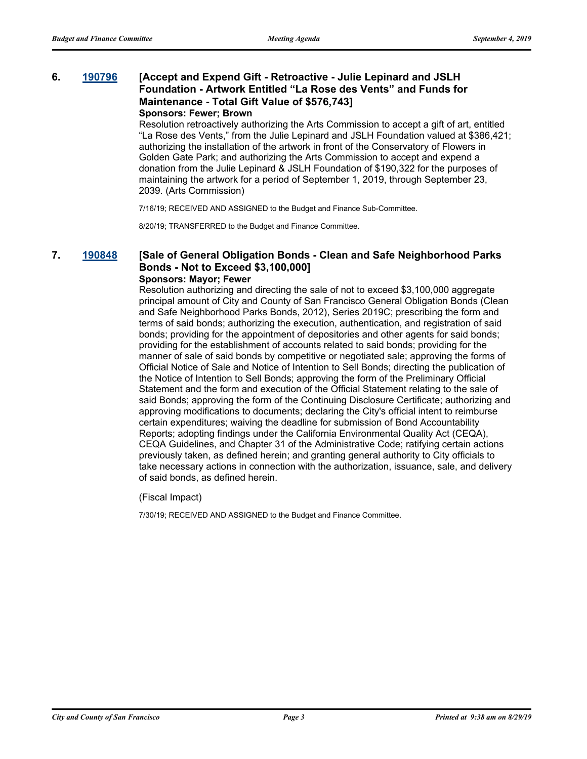### 6. 190796 [Accept and Expend Gift - Retroactive - Julie Lepinard and JSLH Foundation - Artwork Entitled “La Rose des Vents” and Funds for Maintenance - Total Gift Value of $576,743]

**Sponsors: Fewer; Brown**

Resolution retroactively authorizing the Arts Commission to accept a gift of art, entitled “La Rose des Vents,” from the Julie Lepinard and JSLH Foundation valued at $386,421; authorizing the installation of the artwork in front of the Conservatory of Flowers in Golden Gate Park; and authorizing the Arts Commission to accept and expend a donation from the Julie Lepinard & JSLH Foundation of $190,322 for the purposes of maintaining the artwork for a period of September 1, 2019, through September 23, 2039. (Arts Commission)

7/16/19; RECEIVED AND ASSIGNED to the Budget and Finance Sub-Committee.

8/20/19; TRANSFERRED to the Budget and Finance Committee.

### 7. 190848 [Sale of General Obligation Bonds - Clean and Safe Neighborhood Parks Bonds - Not to Exceed $3,100,000]

**Sponsors: Mayor; Fewer**

Resolution authorizing and directing the sale of not to exceed $3,100,000 aggregate principal amount of City and County of San Francisco General Obligation Bonds (Clean and Safe Neighborhood Parks Bonds, 2012), Series 2019C; prescribing the form and terms of said bonds; authorizing the execution, authentication, and registration of said bonds; providing for the appointment of depositories and other agents for said bonds; providing for the establishment of accounts related to said bonds; providing for the manner of sale of said bonds by competitive or negotiated sale; approving the forms of Official Notice of Sale and Notice of Intention to Sell Bonds; directing the publication of the Notice of Intention to Sell Bonds; approving the form of the Preliminary Official Statement and the form and execution of the Official Statement relating to the sale of said Bonds; approving the form of the Continuing Disclosure Certificate; authorizing and approving modifications to documents; declaring the City's official intent to reimburse certain expenditures; waiving the deadline for submission of Bond Accountability Reports; adopting findings under the California Environmental Quality Act (CEQA), CEQA Guidelines, and Chapter 31 of the Administrative Code; ratifying certain actions previously taken, as defined herein; and granting general authority to City officials to take necessary actions in connection with the authorization, issuance, sale, and delivery of said bonds, as defined herein.

(Fiscal Impact)

7/30/19; RECEIVED AND ASSIGNED to the Budget and Finance Committee.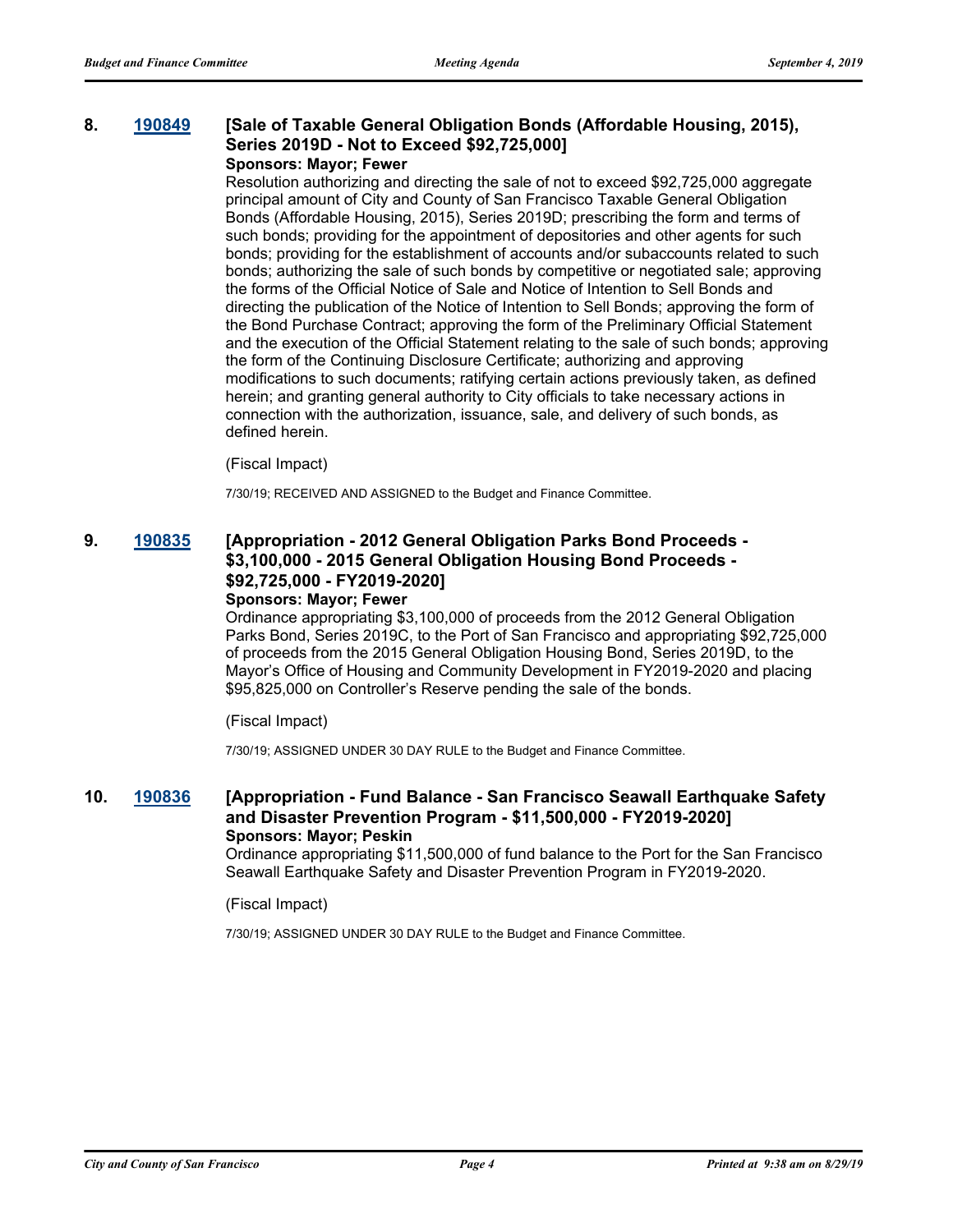**8. [190849](#) [Sale of Taxable General Obligation Bonds (Affordable Housing, 2015), Series 2019D - Not to Exceed $92,725,000]**

**Sponsors: Mayor; Fewer**

Resolution authorizing and directing the sale of not to exceed $92,725,000 aggregate principal amount of City and County of San Francisco Taxable General Obligation Bonds (Affordable Housing, 2015), Series 2019D; prescribing the form and terms of such bonds; providing for the appointment of depositories and other agents for such bonds; providing for the establishment of accounts and/or subaccounts related to such bonds; authorizing the sale of such bonds by competitive or negotiated sale; approving the forms of the Official Notice of Sale and Notice of Intention to Sell Bonds and directing the publication of the Notice of Intention to Sell Bonds; approving the form of the Bond Purchase Contract; approving the form of the Preliminary Official Statement and the execution of the Official Statement relating to the sale of such bonds; approving the form of the Continuing Disclosure Certificate; authorizing and approving modifications to such documents; ratifying certain actions previously taken, as defined herein; and granting general authority to City officials to take necessary actions in connection with the authorization, issuance, sale, and delivery of such bonds, as defined herein.

(Fiscal Impact)

7/30/19; RECEIVED AND ASSIGNED to the Budget and Finance Committee.

**9. [190835](#) [Appropriation - 2012 General Obligation Parks Bond Proceeds - $3,100,000 - 2015 General Obligation Housing Bond Proceeds - $92,725,000 - FY2019-2020]**

**Sponsors: Mayor; Fewer**

Ordinance appropriating $3,100,000 of proceeds from the 2012 General Obligation Parks Bond, Series 2019C, to the Port of San Francisco and appropriating $92,725,000 of proceeds from the 2015 General Obligation Housing Bond, Series 2019D, to the Mayor's Office of Housing and Community Development in FY2019-2020 and placing $95,825,000 on Controller's Reserve pending the sale of the bonds.

(Fiscal Impact)

7/30/19; ASSIGNED UNDER 30 DAY RULE to the Budget and Finance Committee.

**10. [190836](#) [Appropriation - Fund Balance - San Francisco Seawall Earthquake Safety and Disaster Prevention Program - $11,500,000 - FY2019-2020]**

**Sponsors: Mayor; Peskin**

Ordinance appropriating $11,500,000 of fund balance to the Port for the San Francisco Seawall Earthquake Safety and Disaster Prevention Program in FY2019-2020.

(Fiscal Impact)

7/30/19; ASSIGNED UNDER 30 DAY RULE to the Budget and Finance Committee.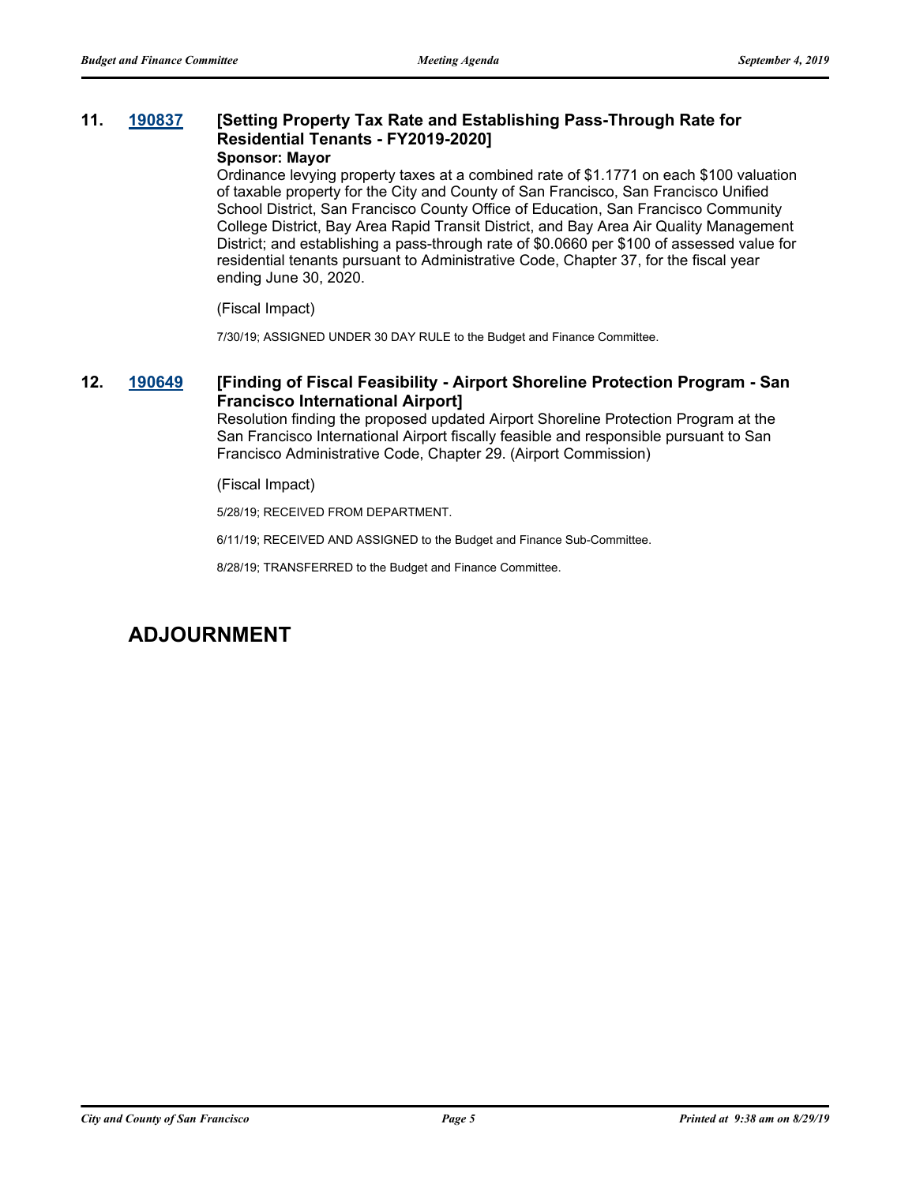**11. 190837 [Setting Property Tax Rate and Establishing Pass-Through Rate for Residential Tenants - FY2019-2020]**

**Sponsor: Mayor**

Ordinance levying property taxes at a combined rate of $1.1771 on each $100 valuation of taxable property for the City and County of San Francisco, San Francisco Unified School District, San Francisco County Office of Education, San Francisco Community College District, Bay Area Rapid Transit District, and Bay Area Air Quality Management District; and establishing a pass-through rate of $0.0660 per $100 of assessed value for residential tenants pursuant to Administrative Code, Chapter 37, for the fiscal year ending June 30, 2020.

(Fiscal Impact)

7/30/19; ASSIGNED UNDER 30 DAY RULE to the Budget and Finance Committee.

**12. 190649 [Finding of Fiscal Feasibility - Airport Shoreline Protection Program - San Francisco International Airport]**

Resolution finding the proposed updated Airport Shoreline Protection Program at the San Francisco International Airport fiscally feasible and responsible pursuant to San Francisco Administrative Code, Chapter 29. (Airport Commission)

(Fiscal Impact)

5/28/19; RECEIVED FROM DEPARTMENT.

6/11/19; RECEIVED AND ASSIGNED to the Budget and Finance Sub-Committee.

8/28/19; TRANSFERRED to the Budget and Finance Committee.

# ADJOURNMENT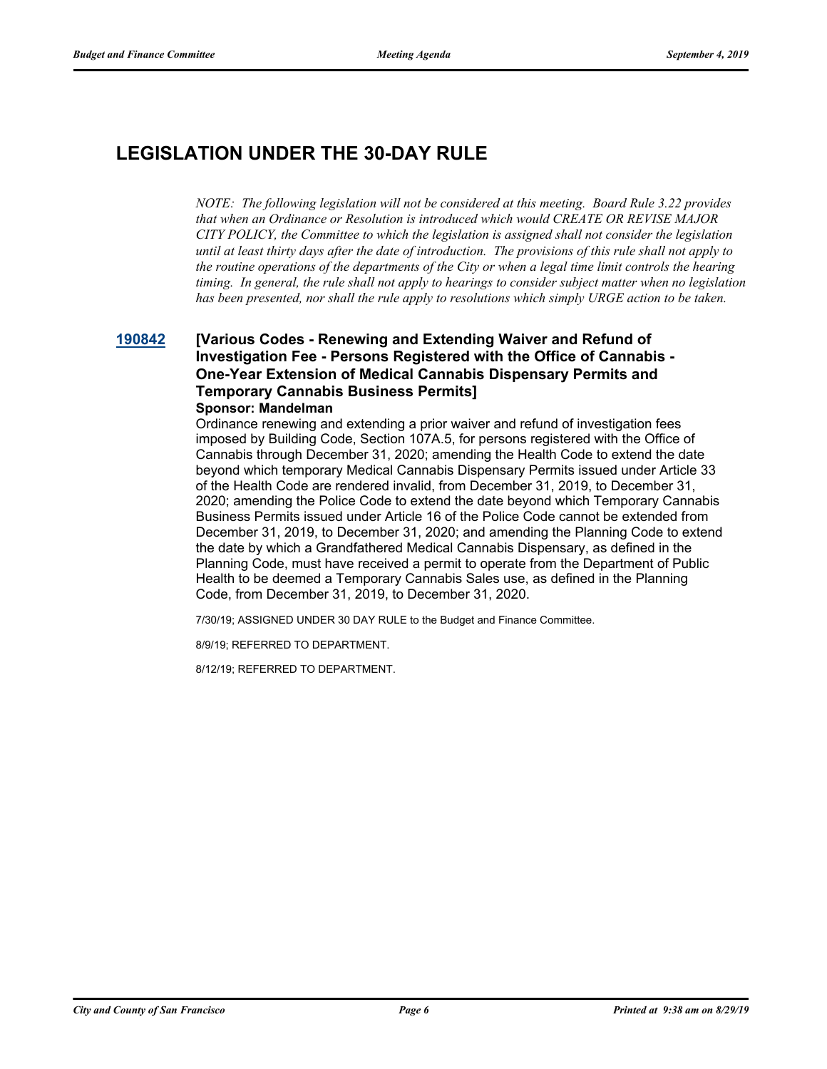## LEGISLATION UNDER THE 30-DAY RULE

*NOTE: The following legislation will not be considered at this meeting. Board Rule 3.22 provides that when an Ordinance or Resolution is introduced which would CREATE OR REVISE MAJOR CITY POLICY, the Committee to which the legislation is assigned shall not consider the legislation until at least thirty days after the date of introduction. The provisions of this rule shall not apply to the routine operations of the departments of the City or when a legal time limit controls the hearing timing. In general, the rule shall not apply to hearings to consider subject matter when no legislation has been presented, nor shall the rule apply to resolutions which simply URGE action to be taken.*

### 190842 [Various Codes - Renewing and Extending Waiver and Refund of Investigation Fee - Persons Registered with the Office of Cannabis - One-Year Extension of Medical Cannabis Dispensary Permits and Temporary Cannabis Business Permits]

**Sponsor: Mandelman**

Ordinance renewing and extending a prior waiver and refund of investigation fees imposed by Building Code, Section 107A.5, for persons registered with the Office of Cannabis through December 31, 2020; amending the Health Code to extend the date beyond which temporary Medical Cannabis Dispensary Permits issued under Article 33 of the Health Code are rendered invalid, from December 31, 2019, to December 31, 2020; amending the Police Code to extend the date beyond which Temporary Cannabis Business Permits issued under Article 16 of the Police Code cannot be extended from December 31, 2019, to December 31, 2020; and amending the Planning Code to extend the date by which a Grandfathered Medical Cannabis Dispensary, as defined in the Planning Code, must have received a permit to operate from the Department of Public Health to be deemed a Temporary Cannabis Sales use, as defined in the Planning Code, from December 31, 2019, to December 31, 2020.

7/30/19; ASSIGNED UNDER 30 DAY RULE to the Budget and Finance Committee.

8/9/19; REFERRED TO DEPARTMENT.

8/12/19; REFERRED TO DEPARTMENT.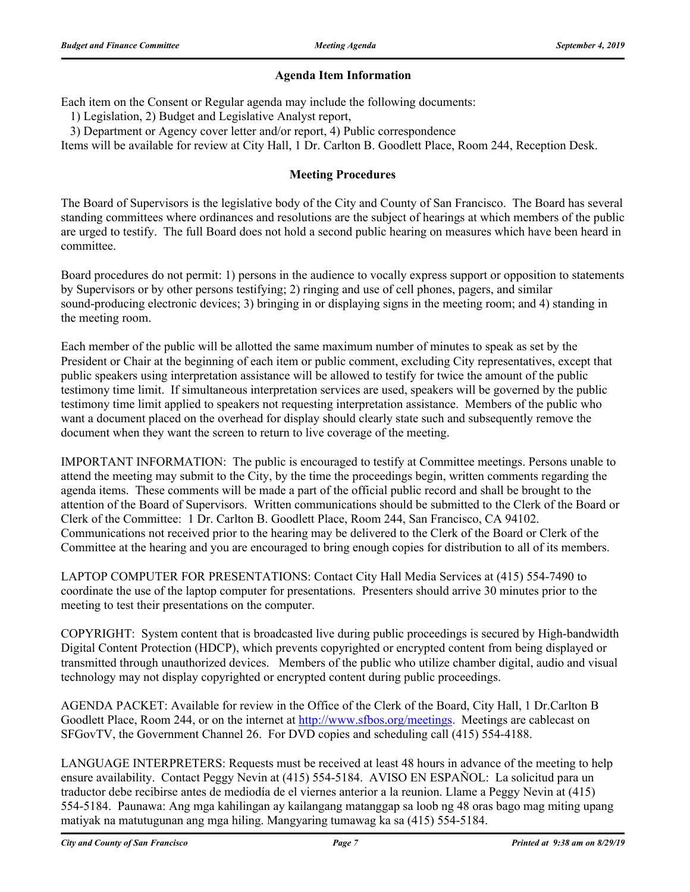## Agenda Item Information

Each item on the Consent or Regular agenda may include the following documents:
1) Legislation, 2) Budget and Legislative Analyst report,
3) Department or Agency cover letter and/or report, 4) Public correspondence

Items will be available for review at City Hall, 1 Dr. Carlton B. Goodlett Place, Room 244, Reception Desk.

## Meeting Procedures

The Board of Supervisors is the legislative body of the City and County of San Francisco. The Board has several standing committees where ordinances and resolutions are the subject of hearings at which members of the public are urged to testify. The full Board does not hold a second public hearing on measures which have been heard in committee.

Board procedures do not permit: 1) persons in the audience to vocally express support or opposition to statements by Supervisors or by other persons testifying; 2) ringing and use of cell phones, pagers, and similar sound-producing electronic devices; 3) bringing in or displaying signs in the meeting room; and 4) standing in the meeting room.

Each member of the public will be allotted the same maximum number of minutes to speak as set by the President or Chair at the beginning of each item or public comment, excluding City representatives, except that public speakers using interpretation assistance will be allowed to testify for twice the amount of the public testimony time limit. If simultaneous interpretation services are used, speakers will be governed by the public testimony time limit applied to speakers not requesting interpretation assistance. Members of the public who want a document placed on the overhead for display should clearly state such and subsequently remove the document when they want the screen to return to live coverage of the meeting.

IMPORTANT INFORMATION: The public is encouraged to testify at Committee meetings. Persons unable to attend the meeting may submit to the City, by the time the proceedings begin, written comments regarding the agenda items. These comments will be made a part of the official public record and shall be brought to the attention of the Board of Supervisors. Written communications should be submitted to the Clerk of the Board or Clerk of the Committee: 1 Dr. Carlton B. Goodlett Place, Room 244, San Francisco, CA 94102. Communications not received prior to the hearing may be delivered to the Clerk of the Board or Clerk of the Committee at the hearing and you are encouraged to bring enough copies for distribution to all of its members.

LAPTOP COMPUTER FOR PRESENTATIONS: Contact City Hall Media Services at (415) 554-7490 to coordinate the use of the laptop computer for presentations. Presenters should arrive 30 minutes prior to the meeting to test their presentations on the computer.

COPYRIGHT: System content that is broadcasted live during public proceedings is secured by High-bandwidth Digital Content Protection (HDCP), which prevents copyrighted or encrypted content from being displayed or transmitted through unauthorized devices. Members of the public who utilize chamber digital, audio and visual technology may not display copyrighted or encrypted content during public proceedings.

AGENDA PACKET: Available for review in the Office of the Clerk of the Board, City Hall, 1 Dr.Carlton B Goodlett Place, Room 244, or on the internet at http://www.sfbos.org/meetings. Meetings are cablecast on SFGovTV, the Government Channel 26. For DVD copies and scheduling call (415) 554-4188.

LANGUAGE INTERPRETERS: Requests must be received at least 48 hours in advance of the meeting to help ensure availability. Contact Peggy Nevin at (415) 554-5184. AVISO EN ESPAÑOL: La solicitud para un traductor debe recibirse antes de mediodía de el viernes anterior a la reunion. Llame a Peggy Nevin at (415) 554-5184. Paunawa: Ang mga kahilingan ay kailangang matanggap sa loob ng 48 oras bago mag miting upang matiyak na matutugunan ang mga hiling. Mangyaring tumawag ka sa (415) 554-5184.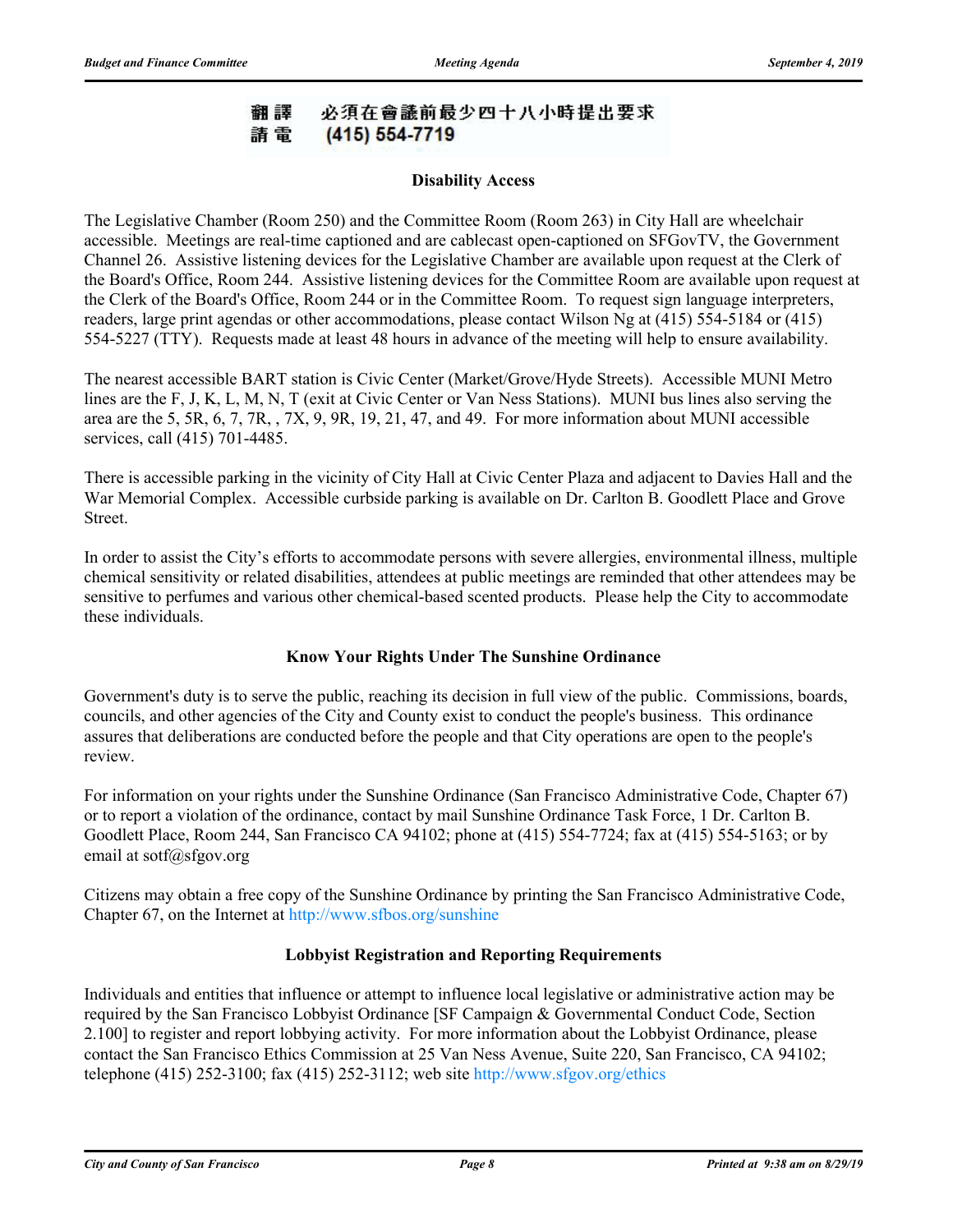翻譯　必須在會議前最少四十八小時提出要求
請電　(415) 554-7719

## Disability Access

The Legislative Chamber (Room 250) and the Committee Room (Room 263) in City Hall are wheelchair accessible. Meetings are real-time captioned and are cablecast open-captioned on SFGovTV, the Government Channel 26. Assistive listening devices for the Legislative Chamber are available upon request at the Clerk of the Board's Office, Room 244. Assistive listening devices for the Committee Room are available upon request at the Clerk of the Board's Office, Room 244 or in the Committee Room. To request sign language interpreters, readers, large print agendas or other accommodations, please contact Wilson Ng at (415) 554-5184 or (415) 554-5227 (TTY). Requests made at least 48 hours in advance of the meeting will help to ensure availability.

The nearest accessible BART station is Civic Center (Market/Grove/Hyde Streets). Accessible MUNI Metro lines are the F, J, K, L, M, N, T (exit at Civic Center or Van Ness Stations). MUNI bus lines also serving the area are the 5, 5R, 6, 7, 7R, , 7X, 9, 9R, 19, 21, 47, and 49. For more information about MUNI accessible services, call (415) 701-4485.

There is accessible parking in the vicinity of City Hall at Civic Center Plaza and adjacent to Davies Hall and the War Memorial Complex. Accessible curbside parking is available on Dr. Carlton B. Goodlett Place and Grove Street.

In order to assist the City's efforts to accommodate persons with severe allergies, environmental illness, multiple chemical sensitivity or related disabilities, attendees at public meetings are reminded that other attendees may be sensitive to perfumes and various other chemical-based scented products. Please help the City to accommodate these individuals.

## Know Your Rights Under The Sunshine Ordinance

Government's duty is to serve the public, reaching its decision in full view of the public. Commissions, boards, councils, and other agencies of the City and County exist to conduct the people's business. This ordinance assures that deliberations are conducted before the people and that City operations are open to the people's review.

For information on your rights under the Sunshine Ordinance (San Francisco Administrative Code, Chapter 67) or to report a violation of the ordinance, contact by mail Sunshine Ordinance Task Force, 1 Dr. Carlton B. Goodlett Place, Room 244, San Francisco CA 94102; phone at (415) 554-7724; fax at (415) 554-5163; or by email at sotf@sfgov.org

Citizens may obtain a free copy of the Sunshine Ordinance by printing the San Francisco Administrative Code, Chapter 67, on the Internet at http://www.sfbos.org/sunshine

## Lobbyist Registration and Reporting Requirements

Individuals and entities that influence or attempt to influence local legislative or administrative action may be required by the San Francisco Lobbyist Ordinance [SF Campaign & Governmental Conduct Code, Section 2.100] to register and report lobbying activity. For more information about the Lobbyist Ordinance, please contact the San Francisco Ethics Commission at 25 Van Ness Avenue, Suite 220, San Francisco, CA 94102; telephone (415) 252-3100; fax (415) 252-3112; web site http://www.sfgov.org/ethics